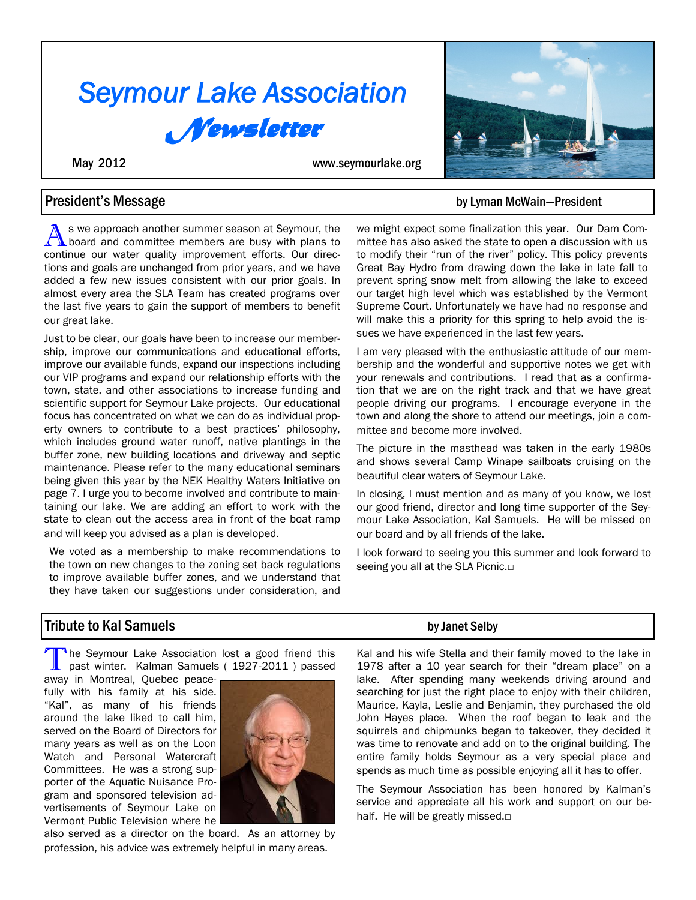# Seymour Lake Association

## Newsletter

May 2012

www.seymourlake.org

## President's Message

by Lyman McWain—President

As we approach another summer season at Seymour, the board and committee members are busy with plans to continue our water quality improvement efforts. Our directions and goals are unchanged from prior years, and we have added a few new issues consistent with our prior goals. In almost every area the SLA Team has created programs over the last five years to gain the support of members to benefit our great lake.

Just to be clear, our goals have been to increase our membership, improve our communications and educational efforts, improve our available funds, expand our inspections including our VIP programs and expand our relationship efforts with the town, state, and other associations to increase funding and scientific support for Seymour Lake projects. Our educational focus has concentrated on what we can do as individual property owners to contribute to a best practices' philosophy, which includes ground water runoff, native plantings in the buffer zone, new building locations and driveway and septic maintenance. Please refer to the many educational seminars being given this year by the NEK Healthy Waters Initiative on page 7. I urge you to become involved and contribute to maintaining our lake. We are adding an effort to work with the state to clean out the access area in front of the boat ramp and will keep you advised as a plan is developed.

We voted as a membership to make recommendations to the town on new changes to the zoning set back regulations to improve available buffer zones, and we understand that they have taken our suggestions under consideration, and we might expect some finalization this year. Our Dam Committee has also asked the state to open a discussion with us to modify their "run of the river" policy. This policy prevents Great Bay Hydro from drawing down the lake in late fall to prevent spring snow melt from allowing the lake to exceed our target high level which was established by the Vermont Supreme Court. Unfortunately we have had no response and will make this a priority for this spring to help avoid the issues we have experienced in the last few years.

I am very pleased with the enthusiastic attitude of our membership and the wonderful and supportive notes we get with your renewals and contributions. I read that as a confirmation that we are on the right track and that we have great people driving our programs. I encourage everyone in the town and along the shore to attend our meetings, join a committee and become more involved.

The picture in the masthead was taken in the early 1980s and shows several Camp Winape sailboats cruising on the beautiful clear waters of Seymour Lake.

In closing, I must mention and as many of you know, we lost our good friend, director and long time supporter of the Seymour Lake Association, Kal Samuels. He will be missed on our board and by all friends of the lake.

I look forward to seeing you this summer and look forward to seeing you all at the SLA Picnic.□

## Tribute to Kal Samuels

by Janet Selby

The Seymour Lake Association lost a good friend this past winter. Kalman Samuels ( 1927-2011 ) passed away in Montreal, Quebec peacefully with his family at his side. "Kal", as many of his friends around the lake liked to call him, served on the Board of Directors for many years as well as on the Loon Watch and Personal Watercraft Committees. He was a strong supporter of the Aquatic Nuisance Program and sponsored television advertisements of Seymour Lake on Vermont Public Television where he also served as a director on the board. As an attorney by profession, his advice was extremely helpful in many areas.

Kal and his wife Stella and their family moved to the lake in 1978 after a 10 year search for their "dream place" on a lake. After spending many weekends driving around and searching for just the right place to enjoy with their children, Maurice, Kayla, Leslie and Benjamin, they purchased the old John Hayes place. When the roof began to leak and the squirrels and chipmunks began to takeover, they decided it was time to renovate and add on to the original building. The entire family holds Seymour as a very special place and spends as much time as possible enjoying all it has to offer.

The Seymour Association has been honored by Kalman's service and appreciate all his work and support on our behalf. He will be greatly missed.□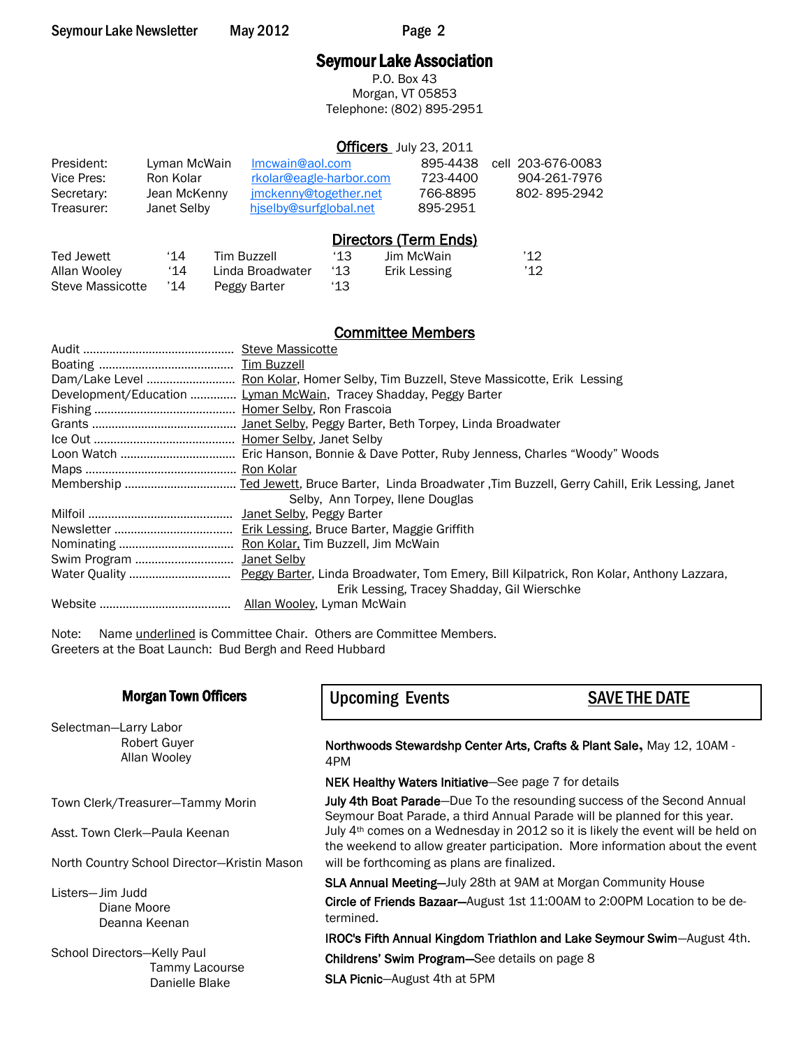# Seymour Lake Association

P.O. Box 43
Morgan, VT 05853
Telephone: (802) 895-2951

## Officers July 23, 2011

| | | | | |
|---|---|---|---|---|
| President: | Lyman McWain | lmcwain@aol.com | 895-4438 | cell 203-676-0083 |
| Vice Pres: | Ron Kolar | rkolar@eagle-harbor.com | 723-4400 | 904-261-7976 |
| Secretary: | Jean McKenny | jmckenny@together.net | 766-8895 | 802- 895-2942 |
| Treasurer: | Janet Selby | hjselby@surfglobal.net | 895-2951 | |

## Directors (Term Ends)

| | | | | | |
|---|---|---|---|---|---|
| Ted Jewett | '14 | Tim Buzzell | '13 | Jim McWain | '12 |
| Allan Wooley | '14 | Linda Broadwater | '13 | Erik Lessing | '12 |
| Steve Massicotte | '14 | Peggy Barter | '13 | | |

## Committee Members

Audit ............................................ Steve Massicotte
Boating ......................................... Tim Buzzell
Dam/Lake Level ........................... Ron Kolar, Homer Selby, Tim Buzzell, Steve Massicotte, Erik Lessing
Development/Education ............. Lyman McWain, Tracey Shadday, Peggy Barter
Fishing .......................................... Homer Selby, Ron Frascoia
Grants ........................................... Janet Selby, Peggy Barter, Beth Torpey, Linda Broadwater
Ice Out .......................................... Homer Selby, Janet Selby
Loon Watch .................................. Eric Hanson, Bonnie & Dave Potter, Ruby Jenness, Charles "Woody" Woods
Maps ............................................. Ron Kolar
Membership ................................. Ted Jewett, Bruce Barter, Linda Broadwater ,Tim Buzzell, Gerry Cahill, Erik Lessing, Janet Selby, Ann Torpey, Ilene Douglas
Milfoil ........................................... Janet Selby, Peggy Barter
Newsletter .................................... Erik Lessing, Bruce Barter, Maggie Griffith
Nominating ................................... Ron Kolar, Tim Buzzell, Jim McWain
Swim Program .............................. Janet Selby
Water Quality ............................... Peggy Barter, Linda Broadwater, Tom Emery, Bill Kilpatrick, Ron Kolar, Anthony Lazzara, Erik Lessing, Tracey Shadday, Gil Wierschke
Website ........................................ Allan Wooley, Lyman McWain

Note: Name underlined is Committee Chair. Others are Committee Members.
Greeters at the Boat Launch: Bud Bergh and Reed Hubbard

### Morgan Town Officers

Selectman—Larry Labor
Robert Guyer
Allan Wooley

Town Clerk/Treasurer—Tammy Morin

Asst. Town Clerk—Paula Keenan

North Country School Director—Kristin Mason

Listers—Jim Judd
Diane Moore
Deanna Keenan

School Directors—Kelly Paul
Tammy Lacourse
Danielle Blake

### Upcoming Events — SAVE THE DATE

**Northwoods Stewardshp Center Arts, Crafts & Plant Sale**, May 12, 10AM - 4PM

**NEK Healthy Waters Initiative**—See page 7 for details

**July 4th Boat Parade**—Due To the resounding success of the Second Annual Seymour Boat Parade, a third Annual Parade will be planned for this year. July 4th comes on a Wednesday in 2012 so it is likely the event will be held on the weekend to allow greater participation. More information about the event will be forthcoming as plans are finalized.

**SLA Annual Meeting**—July 28th at 9AM at Morgan Community House

**Circle of Friends Bazaar**—August 1st 11:00AM to 2:00PM Location to be determined.

**IROC's Fifth Annual Kingdom Triathlon and Lake Seymour Swim**—August 4th.

**Childrens' Swim Program**—See details on page 8

**SLA Picnic**—August 4th at 5PM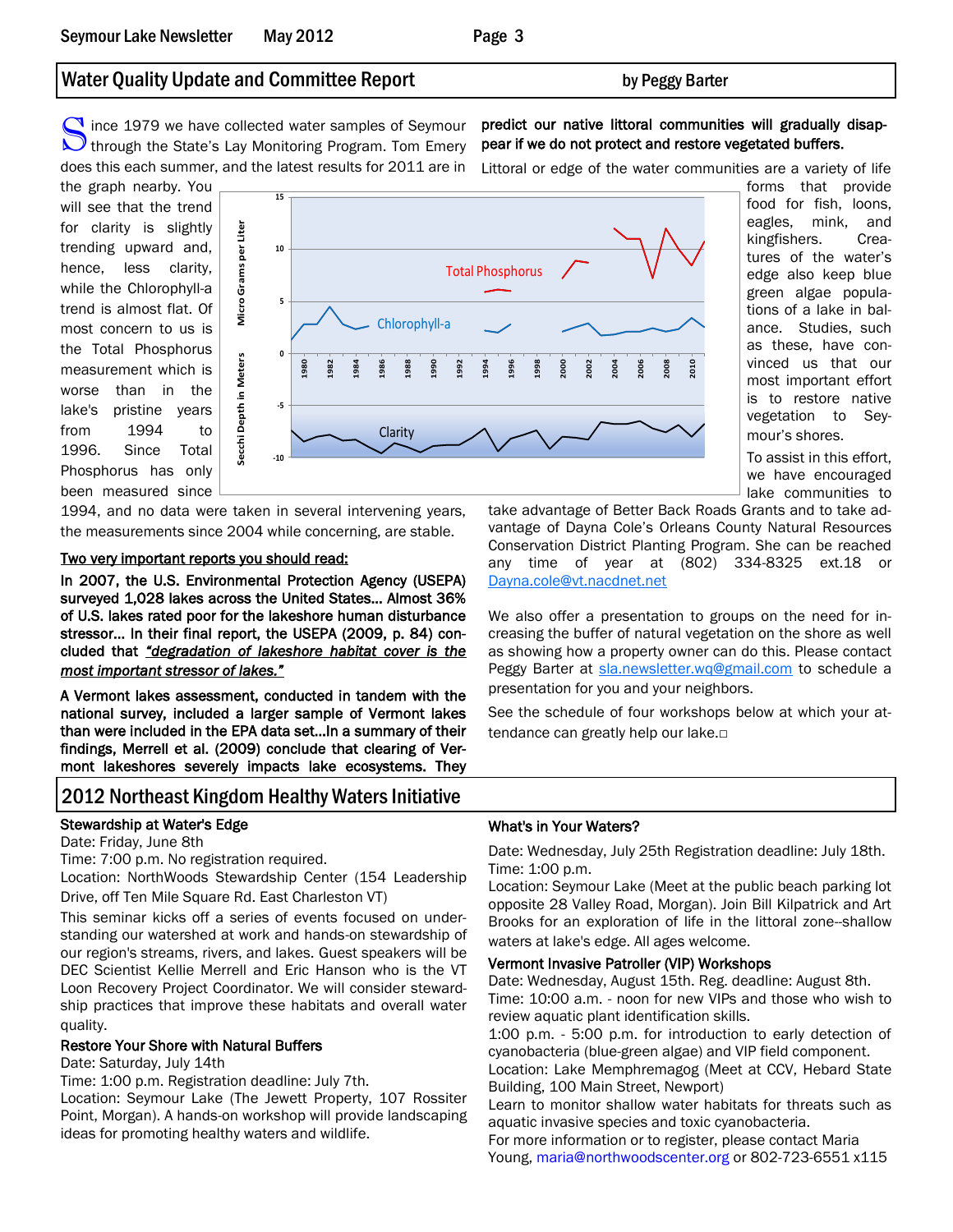## Water Quality Update and Committee Report

by Peggy Barter

Since 1979 we have collected water samples of Seymour through the State's Lay Monitoring Program. Tom Emery does this each summer, and the latest results for 2011 are in the graph nearby. You will see that the trend for clarity is slightly trending upward and, hence, less clarity, while the Chlorophyll-a trend is almost flat. Of most concern to us is the Total Phosphorus measurement which is worse than in the lake's pristine years from 1994 to 1996. Since Total Phosphorus has only been measured since 1994, and no data were taken in several intervening years, the measurements since 2004 while concerning, are stable.

Micro Grams per Liter
Secchi Depth in Meters
15
10
5
0
-5
-10
Total Phosphorus
Chlorophyll-a
Clarity
1980
1982
1984
1986
1988
1990
1992
1994
1996
1998
2000
2002
2004
2006
2008
2010

**Two very important reports you should read:**

**In 2007, the U.S. Environmental Protection Agency (USEPA) surveyed 1,028 lakes across the United States… Almost 36% of U.S. lakes rated poor for the lakeshore human disturbance stressor… In their final report, the USEPA (2009, p. 84) concluded that *"degradation of lakeshore habitat cover is the most important stressor of lakes."***

**A Vermont lakes assessment, conducted in tandem with the national survey, included a larger sample of Vermont lakes than were included in the EPA data set…In a summary of their findings, Merrell et al. (2009) conclude that clearing of Vermont lakeshores severely impacts lake ecosystems. They predict our native littoral communities will gradually disappear if we do not protect and restore vegetated buffers.**

Littoral or edge of the water communities are a variety of life forms that provide food for fish, loons, eagles, mink, and kingfishers. Creatures of the water's edge also keep blue green algae populations of a lake in balance. Studies, such as these, have convinced us that our most important effort is to restore native vegetation to Seymour's shores.

To assist in this effort, we have encouraged lake communities to take advantage of Better Back Roads Grants and to take advantage of Dayna Cole's Orleans County Natural Resources Conservation District Planting Program. She can be reached any time of year at (802) 334-8325 ext.18 or Dayna.cole@vt.nacdnet.net

We also offer a presentation to groups on the need for increasing the buffer of natural vegetation on the shore as well as showing how a property owner can do this. Please contact Peggy Barter at sla.newsletter.wq@gmail.com to schedule a presentation for you and your neighbors.

See the schedule of four workshops below at which your attendance can greatly help our lake.□

## 2012 Northeast Kingdom Healthy Waters Initiative

**Stewardship at Water's Edge**
Date: Friday, June 8th
Time: 7:00 p.m. No registration required.
Location: NorthWoods Stewardship Center (154 Leadership Drive, off Ten Mile Square Rd. East Charleston VT)
This seminar kicks off a series of events focused on understanding our watershed at work and hands-on stewardship of our region's streams, rivers, and lakes. Guest speakers will be DEC Scientist Kellie Merrell and Eric Hanson who is the VT Loon Recovery Project Coordinator. We will consider stewardship practices that improve these habitats and overall water quality.

**Restore Your Shore with Natural Buffers**
Date: Saturday, July 14th
Time: 1:00 p.m. Registration deadline: July 7th.
Location: Seymour Lake (The Jewett Property, 107 Rossiter Point, Morgan). A hands-on workshop will provide landscaping ideas for promoting healthy waters and wildlife.

**What's in Your Waters?**
Date: Wednesday, July 25th Registration deadline: July 18th.
Time: 1:00 p.m.
Location: Seymour Lake (Meet at the public beach parking lot opposite 28 Valley Road, Morgan). Join Bill Kilpatrick and Art Brooks for an exploration of life in the littoral zone--shallow waters at lake's edge. All ages welcome.

**Vermont Invasive Patroller (VIP) Workshops**
Date: Wednesday, August 15th. Reg. deadline: August 8th.
Time: 10:00 a.m. - noon for new VIPs and those who wish to review aquatic plant identification skills.
1:00 p.m. - 5:00 p.m. for introduction to early detection of cyanobacteria (blue-green algae) and VIP field component.
Location: Lake Memphremagog (Meet at CCV, Hebard State Building, 100 Main Street, Newport)
Learn to monitor shallow water habitats for threats such as aquatic invasive species and toxic cyanobacteria.
For more information or to register, please contact Maria Young, maria@northwoodscenter.org or 802-723-6551 x115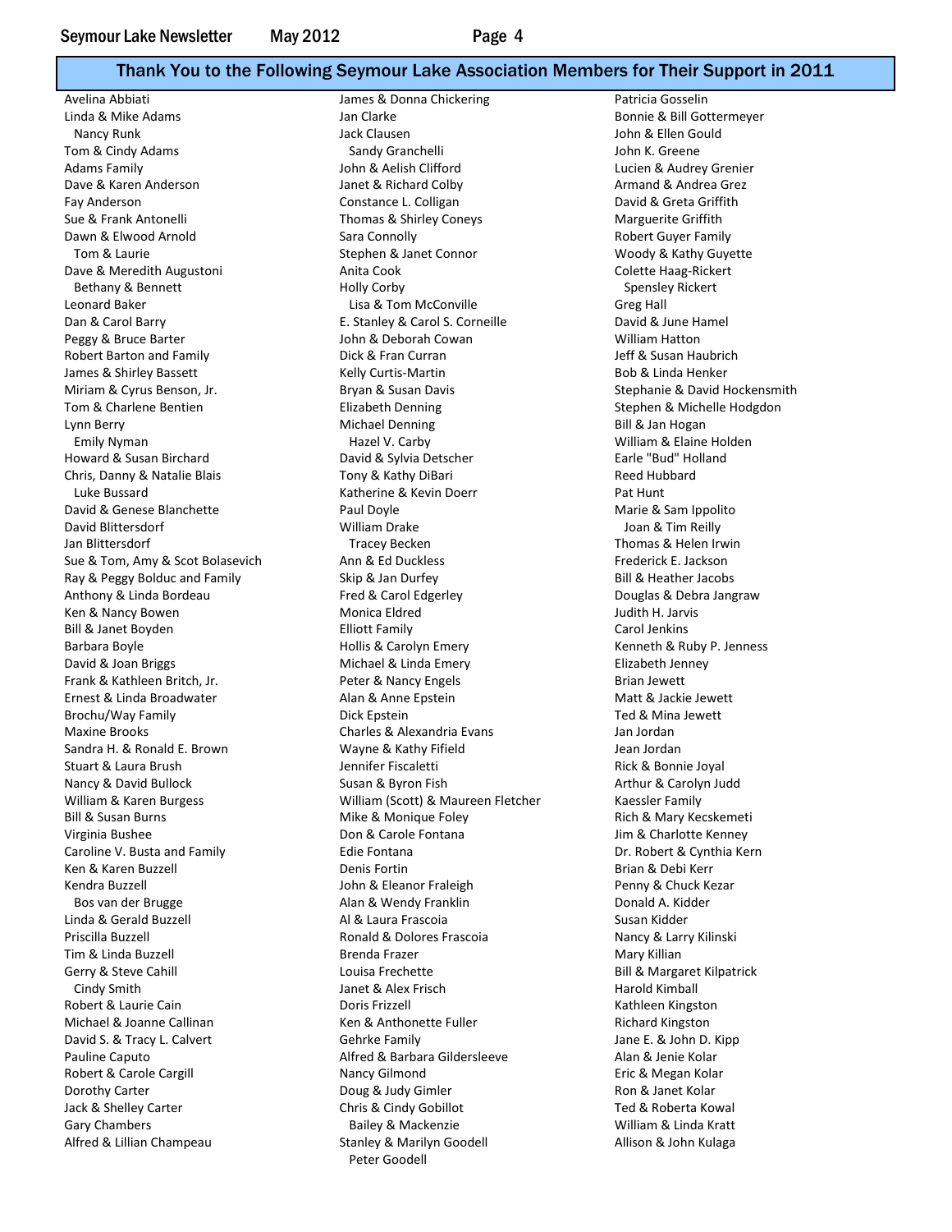## Thank You to the Following Seymour Lake Association Members for Their Support in 2011

Avelina Abbiati
Linda & Mike Adams
Nancy Runk
Tom & Cindy Adams
Adams Family
Dave & Karen Anderson
Fay Anderson
Sue & Frank Antonelli
Dawn & Elwood Arnold
Tom & Laurie
Dave & Meredith Augustoni
Bethany & Bennett
Leonard Baker
Dan & Carol Barry
Peggy & Bruce Barter
Robert Barton and Family
James & Shirley Bassett
Miriam & Cyrus Benson, Jr.
Tom & Charlene Bentien
Lynn Berry
Emily Nyman
Howard & Susan Birchard
Chris, Danny & Natalie Blais
Luke Bussard
David & Genese Blanchette
David Blittersdorf
Jan Blittersdorf
Sue & Tom, Amy & Scot Bolasevich
Ray & Peggy Bolduc and Family
Anthony & Linda Bordeau
Ken & Nancy Bowen
Bill & Janet Boyden
Barbara Boyle
David & Joan Briggs
Frank & Kathleen Britch, Jr.
Ernest & Linda Broadwater
Brochu/Way Family
Maxine Brooks
Sandra H. & Ronald E. Brown
Stuart & Laura Brush
Nancy & David Bullock
William & Karen Burgess
Bill & Susan Burns
Virginia Bushee
Caroline V. Busta and Family
Ken & Karen Buzzell
Kendra Buzzell
Bos van der Brugge
Linda & Gerald Buzzell
Priscilla Buzzell
Tim & Linda Buzzell
Gerry & Steve Cahill
Cindy Smith
Robert & Laurie Cain
Michael & Joanne Callinan
David S. & Tracy L. Calvert
Pauline Caputo
Robert & Carole Cargill
Dorothy Carter
Jack & Shelley Carter
Gary Chambers
Alfred & Lillian Champeau

James & Donna Chickering
Jan Clarke
Jack Clausen
Sandy Granchelli
John & Aelish Clifford
Janet & Richard Colby
Constance L. Colligan
Thomas & Shirley Coneys
Sara Connolly
Stephen & Janet Connor
Anita Cook
Holly Corby
Lisa & Tom McConville
E. Stanley & Carol S. Corneille
John & Deborah Cowan
Dick & Fran Curran
Kelly Curtis-Martin
Bryan & Susan Davis
Elizabeth Denning
Michael Denning
Hazel V. Carby
David & Sylvia Detscher
Tony & Kathy DiBari
Katherine & Kevin Doerr
Paul Doyle
William Drake
Tracey Becken
Ann & Ed Duckless
Skip & Jan Durfey
Fred & Carol Edgerley
Monica Eldred
Elliott Family
Hollis & Carolyn Emery
Michael & Linda Emery
Peter & Nancy Engels
Alan & Anne Epstein
Dick Epstein
Charles & Alexandria Evans
Wayne & Kathy Fifield
Jennifer Fiscaletti
Susan & Byron Fish
William (Scott) & Maureen Fletcher
Mike & Monique Foley
Don & Carole Fontana
Edie Fontana
Denis Fortin
John & Eleanor Fraleigh
Alan & Wendy Franklin
Al & Laura Frascoia
Ronald & Dolores Frascoia
Brenda Frazer
Louisa Frechette
Janet & Alex Frisch
Doris Frizzell
Ken & Anthonette Fuller
Gehrke Family
Alfred & Barbara Gildersleeve
Nancy Gilmond
Doug & Judy Gimler
Chris & Cindy Gobillot
Bailey & Mackenzie
Stanley & Marilyn Goodell
Peter Goodell

Patricia Gosselin
Bonnie & Bill Gottermeyer
John & Ellen Gould
John K. Greene
Lucien & Audrey Grenier
Armand & Andrea Grez
David & Greta Griffith
Marguerite Griffith
Robert Guyer Family
Woody & Kathy Guyette
Colette Haag-Rickert
Spensley Rickert
Greg Hall
David & June Hamel
William Hatton
Jeff & Susan Haubrich
Bob & Linda Henker
Stephanie & David Hockensmith
Stephen & Michelle Hodgdon
Bill & Jan Hogan
William & Elaine Holden
Earle "Bud" Holland
Reed Hubbard
Pat Hunt
Marie & Sam Ippolito
Joan & Tim Reilly
Thomas & Helen Irwin
Frederick E. Jackson
Bill & Heather Jacobs
Douglas & Debra Jangraw
Judith H. Jarvis
Carol Jenkins
Kenneth & Ruby P. Jenness
Elizabeth Jenney
Brian Jewett
Matt & Jackie Jewett
Ted & Mina Jewett
Jan Jordan
Jean Jordan
Rick & Bonnie Joyal
Arthur & Carolyn Judd
Kaessler Family
Rich & Mary Kecskemeti
Jim & Charlotte Kenney
Dr. Robert & Cynthia Kern
Brian & Debi Kerr
Penny & Chuck Kezar
Donald A. Kidder
Susan Kidder
Nancy & Larry Kilinski
Mary Killian
Bill & Margaret Kilpatrick
Harold Kimball
Kathleen Kingston
Richard Kingston
Jane E. & John D. Kipp
Alan & Jenie Kolar
Eric & Megan Kolar
Ron & Janet Kolar
Ted & Roberta Kowal
William & Linda Kratt
Allison & John Kulaga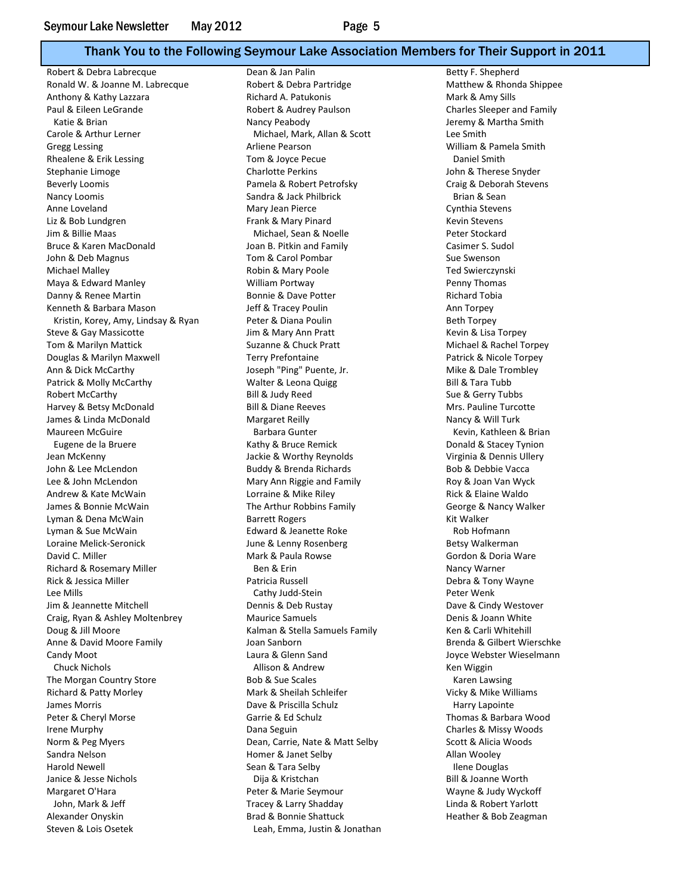## Thank You to the Following Seymour Lake Association Members for Their Support in 2011

Robert & Debra Labrecque
Ronald W. & Joanne M. Labrecque
Anthony & Kathy Lazzara
Paul & Eileen LeGrande
  Katie & Brian
Carole & Arthur Lerner
Gregg Lessing
Rhealene & Erik Lessing
Stephanie Limoge
Beverly Loomis
Nancy Loomis
Anne Loveland
Liz & Bob Lundgren
Jim & Billie Maas
Bruce & Karen MacDonald
John & Deb Magnus
Michael Malley
Maya & Edward Manley
Danny & Renee Martin
Kenneth & Barbara Mason
  Kristin, Korey, Amy, Lindsay & Ryan
Steve & Gay Massicotte
Tom & Marilyn Mattick
Douglas & Marilyn Maxwell
Ann & Dick McCarthy
Patrick & Molly McCarthy
Robert McCarthy
Harvey & Betsy McDonald
James & Linda McDonald
Maureen McGuire
  Eugene de la Bruere
Jean McKenny
John & Lee McLendon
Lee & John McLendon
Andrew & Kate McWain
James & Bonnie McWain
Lyman & Dena McWain
Lyman & Sue McWain
Loraine Melick-Seronick
David C. Miller
Richard & Rosemary Miller
Rick & Jessica Miller
Lee Mills
Jim & Jeannette Mitchell
Craig, Ryan & Ashley Moltenbrey
Doug & Jill Moore
Anne & David Moore Family
Candy Moot
  Chuck Nichols
The Morgan Country Store
Richard & Patty Morley
James Morris
Peter & Cheryl Morse
Irene Murphy
Norm & Peg Myers
Sandra Nelson
Harold Newell
Janice & Jesse Nichols
Margaret O'Hara
  John, Mark & Jeff
Alexander Onyskin
Steven & Lois Osetek

Dean & Jan Palin
Robert & Debra Partridge
Richard A. Patukonis
Robert & Audrey Paulson
Nancy Peabody
  Michael, Mark, Allan & Scott
Arliene Pearson
Tom & Joyce Pecue
Charlotte Perkins
Pamela & Robert Petrofsky
Sandra & Jack Philbrick
Mary Jean Pierce
Frank & Mary Pinard
  Michael, Sean & Noelle
Joan B. Pitkin and Family
Tom & Carol Pombar
Robin & Mary Poole
William Portway
Bonnie & Dave Potter
Jeff & Tracey Poulin
Peter & Diana Poulin
Jim & Mary Ann Pratt
Suzanne & Chuck Pratt
Terry Prefontaine
Joseph "Ping" Puente, Jr.
Walter & Leona Quigg
Bill & Judy Reed
Bill & Diane Reeves
Margaret Reilly
  Barbara Gunter
Kathy & Bruce Remick
Jackie & Worthy Reynolds
Buddy & Brenda Richards
Mary Ann Riggie and Family
Lorraine & Mike Riley
The Arthur Robbins Family
Barrett Rogers
Edward & Jeanette Roke
June & Lenny Rosenberg
Mark & Paula Rowse
  Ben & Erin
Patricia Russell
  Cathy Judd-Stein
Dennis & Deb Rustay
Maurice Samuels
Kalman & Stella Samuels Family
Joan Sanborn
Laura & Glenn Sand
  Allison & Andrew
Bob & Sue Scales
Mark & Sheilah Schleifer
Dave & Priscilla Schulz
Garrie & Ed Schulz
Dana Seguin
Dean, Carrie, Nate & Matt Selby
Homer & Janet Selby
Sean & Tara Selby
  Dija & Kristchan
Peter & Marie Seymour
Tracey & Larry Shadday
Brad & Bonnie Shattuck
  Leah, Emma, Justin & Jonathan

Betty F. Shepherd
Matthew & Rhonda Shippee
Mark & Amy Sills
Charles Sleeper and Family
Jeremy & Martha Smith
Lee Smith
William & Pamela Smith
  Daniel Smith
John & Therese Snyder
Craig & Deborah Stevens
  Brian & Sean
Cynthia Stevens
Kevin Stevens
Peter Stockard
Casimer S. Sudol
Sue Swenson
Ted Swierczynski
Penny Thomas
Richard Tobia
Ann Torpey
Beth Torpey
Kevin & Lisa Torpey
Michael & Rachel Torpey
Patrick & Nicole Torpey
Mike & Dale Trombley
Bill & Tara Tubb
Sue & Gerry Tubbs
Mrs. Pauline Turcotte
Nancy & Will Turk
  Kevin, Kathleen & Brian
Donald & Stacey Tynion
Virginia & Dennis Ullery
Bob & Debbie Vacca
Roy & Joan Van Wyck
Rick & Elaine Waldo
George & Nancy Walker
Kit Walker
  Rob Hofmann
Betsy Walkerman
Gordon & Doria Ware
Nancy Warner
Debra & Tony Wayne
Peter Wenk
Dave & Cindy Westover
Denis & Joann White
Ken & Carli Whitehill
Brenda & Gilbert Wierschke
Joyce Webster Wieselmann
Ken Wiggin
  Karen Lawsing
Vicky & Mike Williams
  Harry Lapointe
Thomas & Barbara Wood
Charles & Missy Woods
Scott & Alicia Woods
Allan Wooley
  Ilene Douglas
Bill & Joanne Worth
Wayne & Judy Wyckoff
Linda & Robert Yarlott
Heather & Bob Zeagman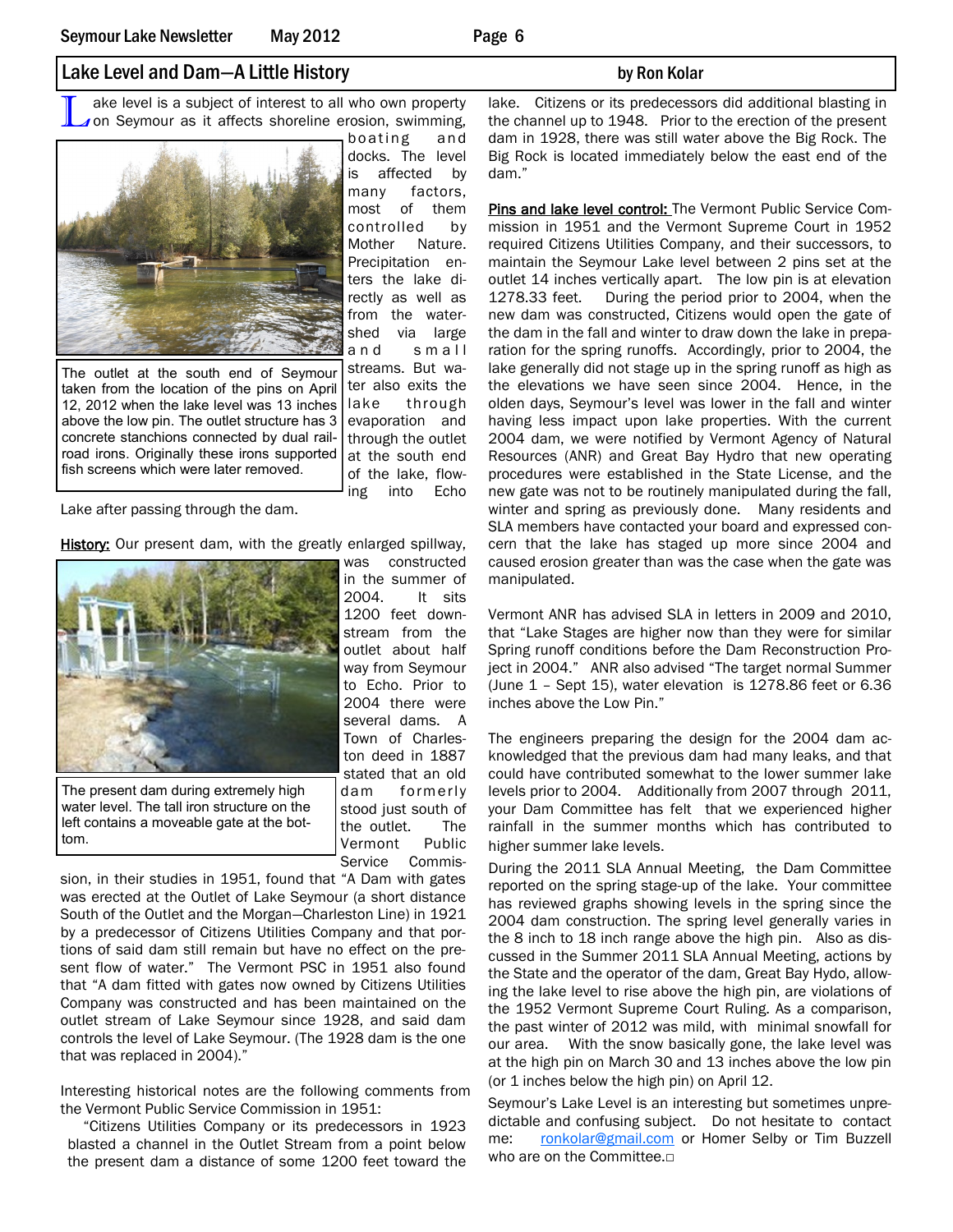## Lake Level and Dam—A Little History

by Ron Kolar

Lake level is a subject of interest to all who own property on Seymour as it affects shoreline erosion, swimming, boating and docks. The level is affected by many factors, most of them controlled by Mother Nature. Precipitation enters the lake directly as well as from the watershed via large and small streams. But water also exits the lake through evaporation and through the outlet at the south end of the lake, flowing into Echo Lake after passing through the dam.

The outlet at the south end of Seymour taken from the location of the pins on April 12, 2012 when the lake level was 13 inches above the low pin. The outlet structure has 3 concrete stanchions connected by dual railroad irons. Originally these irons supported fish screens which were later removed.

**History:** Our present dam, with the greatly enlarged spillway, was constructed in the summer of 2004. It sits 1200 feet downstream from the outlet about half way from Seymour to Echo. Prior to 2004 there were several dams. A Town of Charleston deed in 1887 stated that an old dam formerly stood just south of the outlet. The Vermont Public Service Commission, in their studies in 1951, found that "A Dam with gates was erected at the Outlet of Lake Seymour (a short distance South of the Outlet and the Morgan—Charleston Line) in 1921 by a predecessor of Citizens Utilities Company and that portions of said dam still remain but have no effect on the present flow of water." The Vermont PSC in 1951 also found that "A dam fitted with gates now owned by Citizens Utilities Company was constructed and has been maintained on the outlet stream of Lake Seymour since 1928, and said dam controls the level of Lake Seymour. (The 1928 dam is the one that was replaced in 2004)."

The present dam during extremely high water level. The tall iron structure on the left contains a moveable gate at the bottom.

Interesting historical notes are the following comments from the Vermont Public Service Commission in 1951:

"Citizens Utilities Company or its predecessors in 1923 blasted a channel in the Outlet Stream from a point below the present dam a distance of some 1200 feet toward the lake. Citizens or its predecessors did additional blasting in the channel up to 1948. Prior to the erection of the present dam in 1928, there was still water above the Big Rock. The Big Rock is located immediately below the east end of the dam."

**Pins and lake level control:** The Vermont Public Service Commission in 1951 and the Vermont Supreme Court in 1952 required Citizens Utilities Company, and their successors, to maintain the Seymour Lake level between 2 pins set at the outlet 14 inches vertically apart. The low pin is at elevation 1278.33 feet. During the period prior to 2004, when the new dam was constructed, Citizens would open the gate of the dam in the fall and winter to draw down the lake in preparation for the spring runoffs. Accordingly, prior to 2004, the lake generally did not stage up in the spring runoff as high as the elevations we have seen since 2004. Hence, in the olden days, Seymour's level was lower in the fall and winter having less impact upon lake properties. With the current 2004 dam, we were notified by Vermont Agency of Natural Resources (ANR) and Great Bay Hydro that new operating procedures were established in the State License, and the new gate was not to be routinely manipulated during the fall, winter and spring as previously done. Many residents and SLA members have contacted your board and expressed concern that the lake has staged up more since 2004 and caused erosion greater than was the case when the gate was manipulated.

Vermont ANR has advised SLA in letters in 2009 and 2010, that "Lake Stages are higher now than they were for similar Spring runoff conditions before the Dam Reconstruction Project in 2004." ANR also advised "The target normal Summer (June 1 – Sept 15), water elevation is 1278.86 feet or 6.36 inches above the Low Pin."

The engineers preparing the design for the 2004 dam acknowledged that the previous dam had many leaks, and that could have contributed somewhat to the lower summer lake levels prior to 2004. Additionally from 2007 through 2011, your Dam Committee has felt that we experienced higher rainfall in the summer months which has contributed to higher summer lake levels.

During the 2011 SLA Annual Meeting, the Dam Committee reported on the spring stage-up of the lake. Your committee has reviewed graphs showing levels in the spring since the 2004 dam construction. The spring level generally varies in the 8 inch to 18 inch range above the high pin. Also as discussed in the Summer 2011 SLA Annual Meeting, actions by the State and the operator of the dam, Great Bay Hydo, allowing the lake level to rise above the high pin, are violations of the 1952 Vermont Supreme Court Ruling. As a comparison, the past winter of 2012 was mild, with minimal snowfall for our area. With the snow basically gone, the lake level was at the high pin on March 30 and 13 inches above the low pin (or 1 inches below the high pin) on April 12.

Seymour's Lake Level is an interesting but sometimes unpredictable and confusing subject. Do not hesitate to contact me: ronkolar@gmail.com or Homer Selby or Tim Buzzell who are on the Committee.□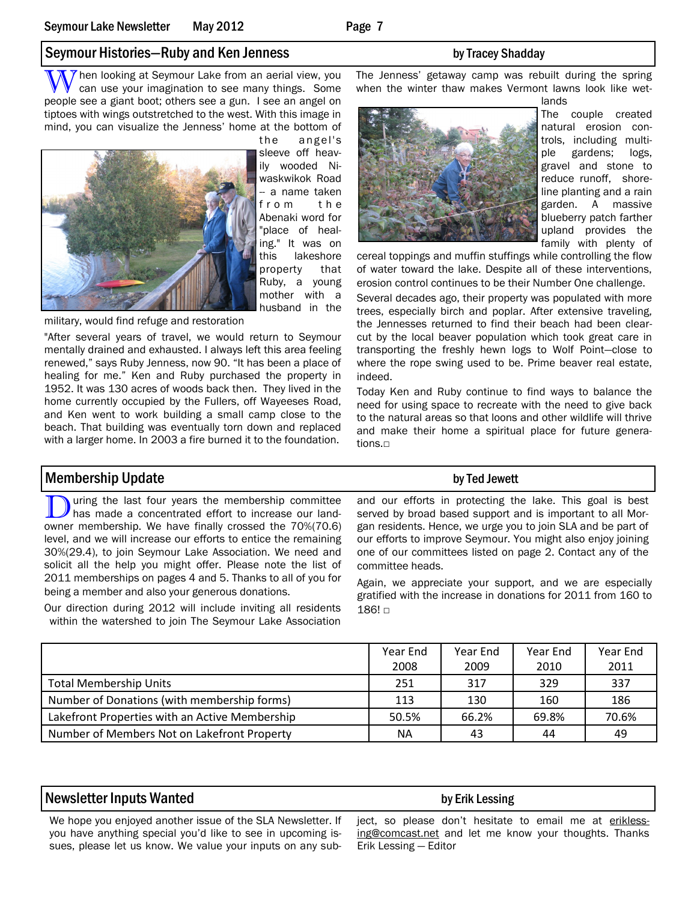## Seymour Histories—Ruby and Ken Jenness

by Tracey Shadday

When looking at Seymour Lake from an aerial view, you can use your imagination to see many things. Some people see a giant boot; others see a gun. I see an angel on tiptoes with wings outstretched to the west. With this image in mind, you can visualize the Jenness' home at the bottom of the angel's sleeve off heavily wooded Niwaskwikok Road -- a name taken from the Abenaki word for "place of healing." It was on this lakeshore property that Ruby, a young mother with a husband in the military, would find refuge and restoration

"After several years of travel, we would return to Seymour mentally drained and exhausted. I always left this area feeling renewed," says Ruby Jenness, now 90. "It has been a place of healing for me." Ken and Ruby purchased the property in 1952. It was 130 acres of woods back then. They lived in the home currently occupied by the Fullers, off Wayeeses Road, and Ken went to work building a small camp close to the beach. That building was eventually torn down and replaced with a larger home. In 2003 a fire burned it to the foundation.

The Jenness' getaway camp was rebuilt during the spring when the winter thaw makes Vermont lawns look like wetlands

The couple created natural erosion controls, including multiple gardens; logs, gravel and stone to reduce runoff, shoreline planting and a rain garden. A massive blueberry patch farther upland provides the family with plenty of cereal toppings and muffin stuffings while controlling the flow of water toward the lake. Despite all of these interventions, erosion control continues to be their Number One challenge.

Several decades ago, their property was populated with more trees, especially birch and poplar. After extensive traveling, the Jennesses returned to find their beach had been clear-cut by the local beaver population which took great care in transporting the freshly hewn logs to Wolf Point—close to where the rope swing used to be. Prime beaver real estate, indeed.

Today Ken and Ruby continue to find ways to balance the need for using space to recreate with the need to give back to the natural areas so that loons and other wildlife will thrive and make their home a spiritual place for future generations.□

## Membership Update

by Ted Jewett

During the last four years the membership committee has made a concentrated effort to increase our landowner membership. We have finally crossed the 70%(70.6) level, and we will increase our efforts to entice the remaining 30%(29.4), to join Seymour Lake Association. We need and solicit all the help you might offer. Please note the list of 2011 memberships on pages 4 and 5. Thanks to all of you for being a member and also your generous donations.

Our direction during 2012 will include inviting all residents within the watershed to join The Seymour Lake Association and our efforts in protecting the lake. This goal is best served by broad based support and is important to all Morgan residents. Hence, we urge you to join SLA and be part of our efforts to improve Seymour. You might also enjoy joining one of our committees listed on page 2. Contact any of the committee heads.

Again, we appreciate your support, and we are especially gratified with the increase in donations for 2011 from 160 to 186! □

| | Year End 2008 | Year End 2009 | Year End 2010 | Year End 2011 |
|---|---|---|---|---|
| Total Membership Units | 251 | 317 | 329 | 337 |
| Number of Donations (with membership forms) | 113 | 130 | 160 | 186 |
| Lakefront Properties with an Active Membership | 50.5% | 66.2% | 69.8% | 70.6% |
| Number of Members Not on Lakefront Property | NA | 43 | 44 | 49 |

## Newsletter Inputs Wanted

by Erik Lessing

We hope you enjoyed another issue of the SLA Newsletter. If you have anything special you'd like to see in upcoming issues, please let us know. We value your inputs on any subject, so please don't hesitate to email me at eriklessing@comcast.net and let me know your thoughts. Thanks Erik Lessing – Editor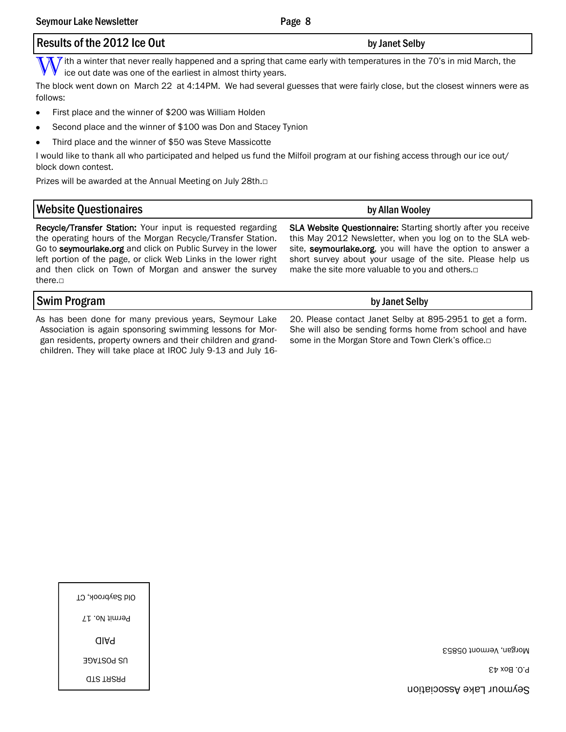## Results of the 2012 Ice Out

by Janet Selby

With a winter that never really happened and a spring that came early with temperatures in the 70's in mid March, the ice out date was one of the earliest in almost thirty years.

The block went down on March 22 at 4:14PM. We had several guesses that were fairly close, but the closest winners were as follows:

- First place and the winner of $200 was William Holden
- Second place and the winner of $100 was Don and Stacey Tynion
- Third place and the winner of $50 was Steve Massicotte

I would like to thank all who participated and helped us fund the Milfoil program at our fishing access through our ice out/ block down contest.

Prizes will be awarded at the Annual Meeting on July 28th.□

## Website Questionaires

by Allan Wooley

**Recycle/Transfer Station:** Your input is requested regarding the operating hours of the Morgan Recycle/Transfer Station. Go to **seymourlake.org** and click on Public Survey in the lower left portion of the page, or click Web Links in the lower right and then click on Town of Morgan and answer the survey there.□

**SLA Website Questionnaire:** Starting shortly after you receive this May 2012 Newsletter, when you log on to the SLA web-site, **seymourlake.org**, you will have the option to answer a short survey about your usage of the site. Please help us make the site more valuable to you and others.□

## Swim Program

by Janet Selby

As has been done for many previous years, Seymour Lake Association is again sponsoring swimming lessons for Morgan residents, property owners and their children and grandchildren. They will take place at IROC July 9-13 and July 16-20. Please contact Janet Selby at 895-2951 to get a form. She will also be sending forms home from school and have some in the Morgan Store and Town Clerk's office.□

PRSRT STD
US POSTAGE
PAID
Permit No. 17
Old Saybrook, CT

Seymour Lake Association
P.O. Box 43
Morgan, Vermont 05853